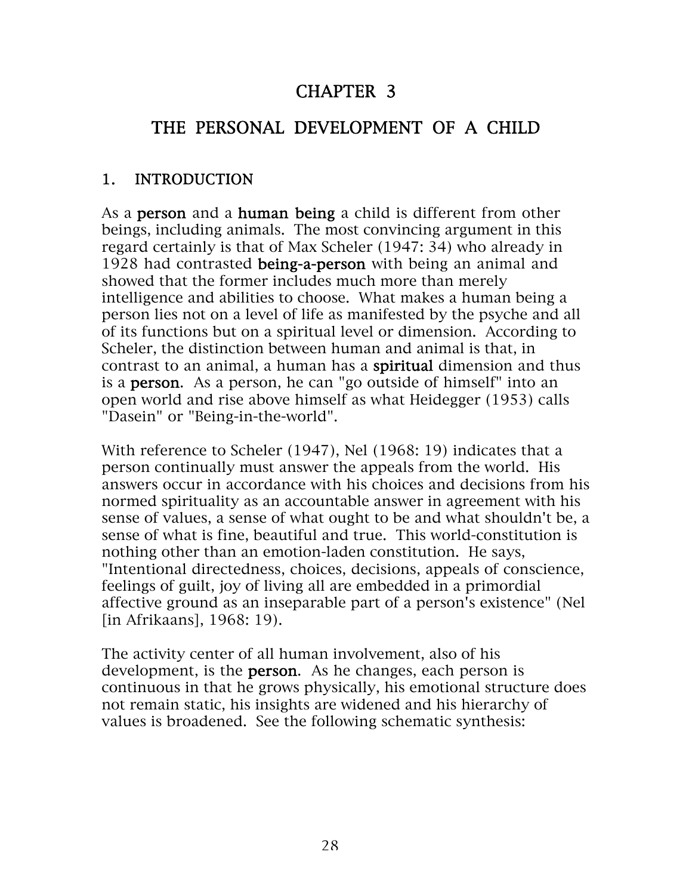# CHAPTER 3

# THE PERSONAL DEVELOPMENT OF A CHILD

## 1. INTRODUCTION

As a **person** and a **human being** a child is different from other beings, including animals. The most convincing argument in this regard certainly is that of Max Scheler (1947: 34) who already in 1928 had contrasted **being-a-person** with being an animal and showed that the former includes much more than merely intelligence and abilities to choose. What makes a human being a person lies not on a level of life as manifested by the psyche and all of its functions but on a spiritual level or dimension. According to Scheler, the distinction between human and animal is that, in contrast to an animal, a human has a **spiritual** dimension and thus is a **person**. As a person, he can "go outside of himself" into an open world and rise above himself as what Heidegger (1953) calls "Dasein" or "Being-in-the-world".

With reference to Scheler (1947), Nel (1968: 19) indicates that a person continually must answer the appeals from the world. His answers occur in accordance with his choices and decisions from his normed spirituality as an accountable answer in agreement with his sense of values, a sense of what ought to be and what shouldn't be, a sense of what is fine, beautiful and true. This world-constitution is nothing other than an emotion-laden constitution. He says, "Intentional directedness, choices, decisions, appeals of conscience, feelings of guilt, joy of living all are embedded in a primordial affective ground as an inseparable part of a person's existence" (Nel [in Afrikaans], 1968: 19).

The activity center of all human involvement, also of his development, is the **person**. As he changes, each person is continuous in that he grows physically, his emotional structure does not remain static, his insights are widened and his hierarchy of values is broadened. See the following schematic synthesis: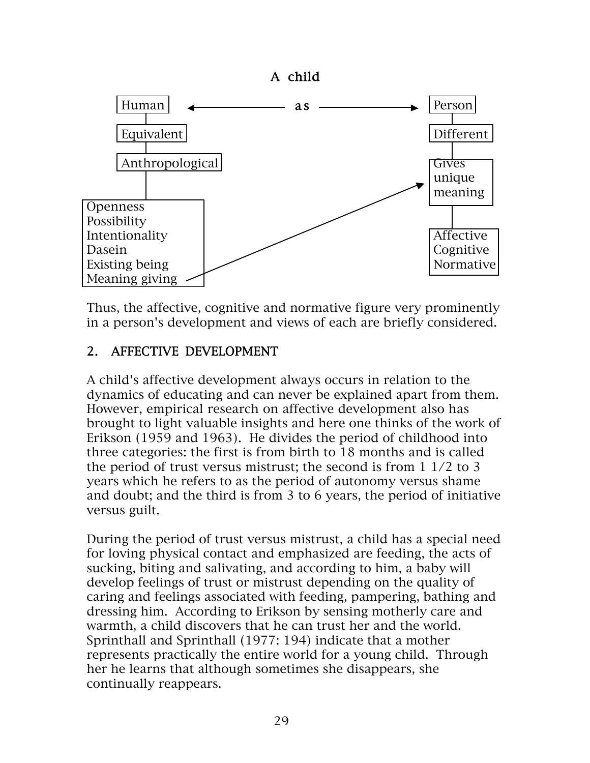A child

```
Human  <------------  as  ------------>  Person
  |                                        |
Equivalent                             Different
  |                                        |
Anthropological                        Gives unique meaning
  |                                        |
Openness                               Affective
Possibility                            Cognitive
Intentionality                         Normative
Dasein
Existing being
Meaning giving  ------------------->  (Gives unique meaning)
```

Thus, the affective, cognitive and normative figure very prominently in a person's development and views of each are briefly considered.

## 2. AFFECTIVE DEVELOPMENT

A child's affective development always occurs in relation to the dynamics of educating and can never be explained apart from them. However, empirical research on affective development also has brought to light valuable insights and here one thinks of the work of Erikson (1959 and 1963). He divides the period of childhood into three categories: the first is from birth to 18 months and is called the period of trust versus mistrust; the second is from 1 1/2 to 3 years which he refers to as the period of autonomy versus shame and doubt; and the third is from 3 to 6 years, the period of initiative versus guilt.

During the period of trust versus mistrust, a child has a special need for loving physical contact and emphasized are feeding, the acts of sucking, biting and salivating, and according to him, a baby will develop feelings of trust or mistrust depending on the quality of caring and feelings associated with feeding, pampering, bathing and dressing him. According to Erikson by sensing motherly care and warmth, a child discovers that he can trust her and the world. Sprinthall and Sprinthall (1977: 194) indicate that a mother represents practically the entire world for a young child. Through her he learns that although sometimes she disappears, she continually reappears.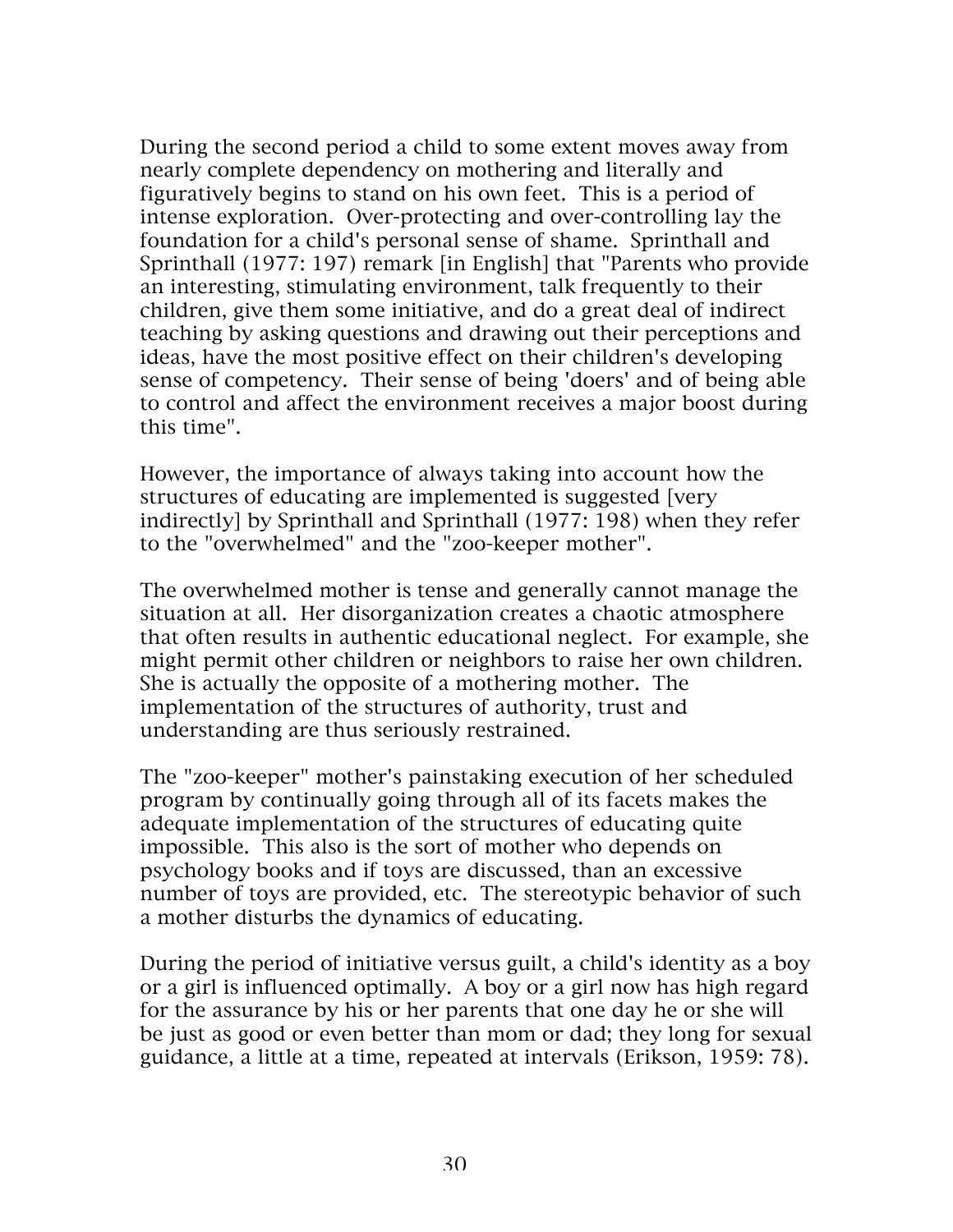During the second period a child to some extent moves away from nearly complete dependency on mothering and literally and figuratively begins to stand on his own feet. This is a period of intense exploration. Over-protecting and over-controlling lay the foundation for a child's personal sense of shame. Sprinthall and Sprinthall (1977: 197) remark [in English] that "Parents who provide an interesting, stimulating environment, talk frequently to their children, give them some initiative, and do a great deal of indirect teaching by asking questions and drawing out their perceptions and ideas, have the most positive effect on their children's developing sense of competency. Their sense of being 'doers' and of being able to control and affect the environment receives a major boost during this time".

However, the importance of always taking into account how the structures of educating are implemented is suggested [very indirectly] by Sprinthall and Sprinthall (1977: 198) when they refer to the "overwhelmed" and the "zoo-keeper mother".

The overwhelmed mother is tense and generally cannot manage the situation at all. Her disorganization creates a chaotic atmosphere that often results in authentic educational neglect. For example, she might permit other children or neighbors to raise her own children. She is actually the opposite of a mothering mother. The implementation of the structures of authority, trust and understanding are thus seriously restrained.

The "zoo-keeper" mother's painstaking execution of her scheduled program by continually going through all of its facets makes the adequate implementation of the structures of educating quite impossible. This also is the sort of mother who depends on psychology books and if toys are discussed, than an excessive number of toys are provided, etc. The stereotypic behavior of such a mother disturbs the dynamics of educating.

During the period of initiative versus guilt, a child's identity as a boy or a girl is influenced optimally. A boy or a girl now has high regard for the assurance by his or her parents that one day he or she will be just as good or even better than mom or dad; they long for sexual guidance, a little at a time, repeated at intervals (Erikson, 1959: 78).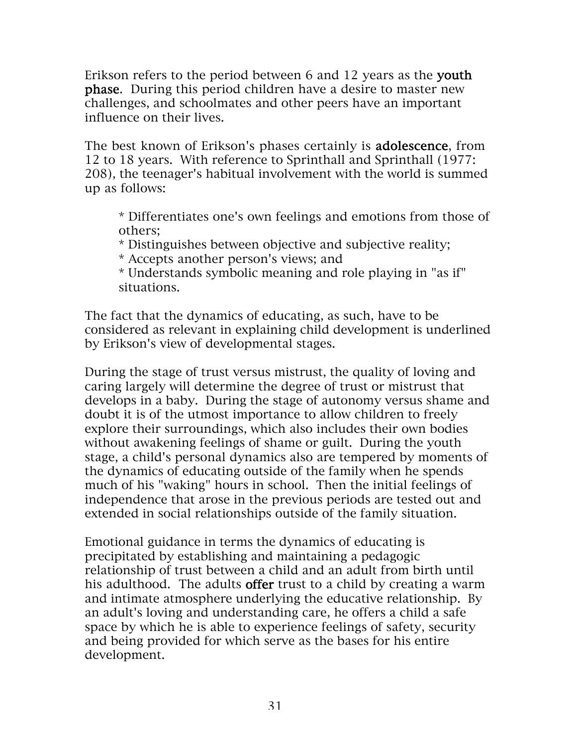Erikson refers to the period between 6 and 12 years as the **youth phase**. During this period children have a desire to master new challenges, and schoolmates and other peers have an important influence on their lives.

The best known of Erikson's phases certainly is **adolescence**, from 12 to 18 years. With reference to Sprinthall and Sprinthall (1977: 208), the teenager's habitual involvement with the world is summed up as follows:

> * Differentiates one's own feelings and emotions from those of others;
> * Distinguishes between objective and subjective reality;
> * Accepts another person's views; and
> * Understands symbolic meaning and role playing in "as if" situations.

The fact that the dynamics of educating, as such, have to be considered as relevant in explaining child development is underlined by Erikson's view of developmental stages.

During the stage of trust versus mistrust, the quality of loving and caring largely will determine the degree of trust or mistrust that develops in a baby. During the stage of autonomy versus shame and doubt it is of the utmost importance to allow children to freely explore their surroundings, which also includes their own bodies without awakening feelings of shame or guilt. During the youth stage, a child's personal dynamics also are tempered by moments of the dynamics of educating outside of the family when he spends much of his "waking" hours in school. Then the initial feelings of independence that arose in the previous periods are tested out and extended in social relationships outside of the family situation.

Emotional guidance in terms the dynamics of educating is precipitated by establishing and maintaining a pedagogic relationship of trust between a child and an adult from birth until his adulthood. The adults **offer** trust to a child by creating a warm and intimate atmosphere underlying the educative relationship. By an adult's loving and understanding care, he offers a child a safe space by which he is able to experience feelings of safety, security and being provided for which serve as the bases for his entire development.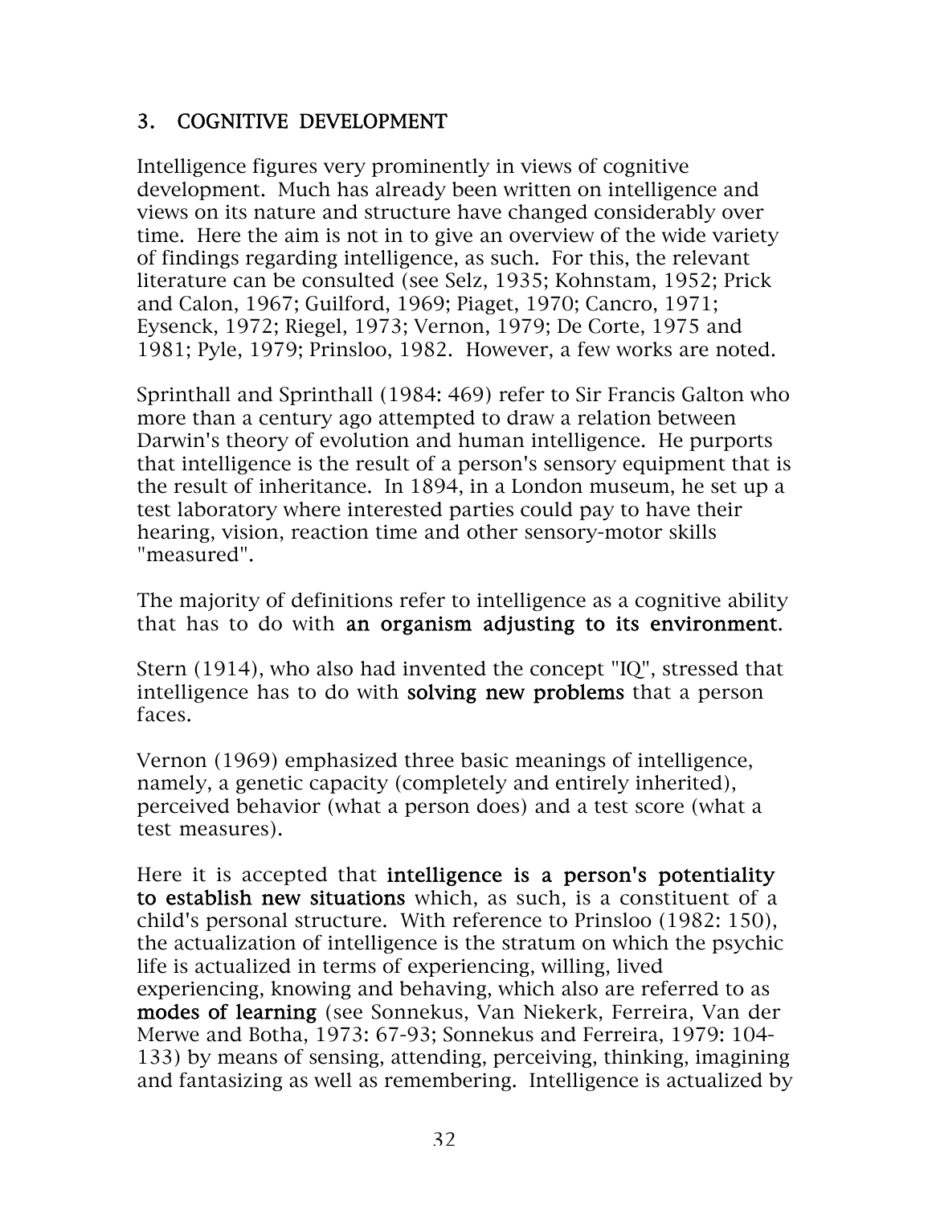## 3. COGNITIVE DEVELOPMENT

Intelligence figures very prominently in views of cognitive development. Much has already been written on intelligence and views on its nature and structure have changed considerably over time. Here the aim is not in to give an overview of the wide variety of findings regarding intelligence, as such. For this, the relevant literature can be consulted (see Selz, 1935; Kohnstam, 1952; Prick and Calon, 1967; Guilford, 1969; Piaget, 1970; Cancro, 1971; Eysenck, 1972; Riegel, 1973; Vernon, 1979; De Corte, 1975 and 1981; Pyle, 1979; Prinsloo, 1982. However, a few works are noted.

Sprinthall and Sprinthall (1984: 469) refer to Sir Francis Galton who more than a century ago attempted to draw a relation between Darwin's theory of evolution and human intelligence. He purports that intelligence is the result of a person's sensory equipment that is the result of inheritance. In 1894, in a London museum, he set up a test laboratory where interested parties could pay to have their hearing, vision, reaction time and other sensory-motor skills "measured".

The majority of definitions refer to intelligence as a cognitive ability that has to do with **an organism adjusting to its environment**.

Stern (1914), who also had invented the concept "IQ", stressed that intelligence has to do with **solving new problems** that a person faces.

Vernon (1969) emphasized three basic meanings of intelligence, namely, a genetic capacity (completely and entirely inherited), perceived behavior (what a person does) and a test score (what a test measures).

Here it is accepted that **intelligence is a person's potentiality to establish new situations** which, as such, is a constituent of a child's personal structure. With reference to Prinsloo (1982: 150), the actualization of intelligence is the stratum on which the psychic life is actualized in terms of experiencing, willing, lived experiencing, knowing and behaving, which also are referred to as **modes of learning** (see Sonnekus, Van Niekerk, Ferreira, Van der Merwe and Botha, 1973: 67-93; Sonnekus and Ferreira, 1979: 104-133) by means of sensing, attending, perceiving, thinking, imagining and fantasizing as well as remembering. Intelligence is actualized by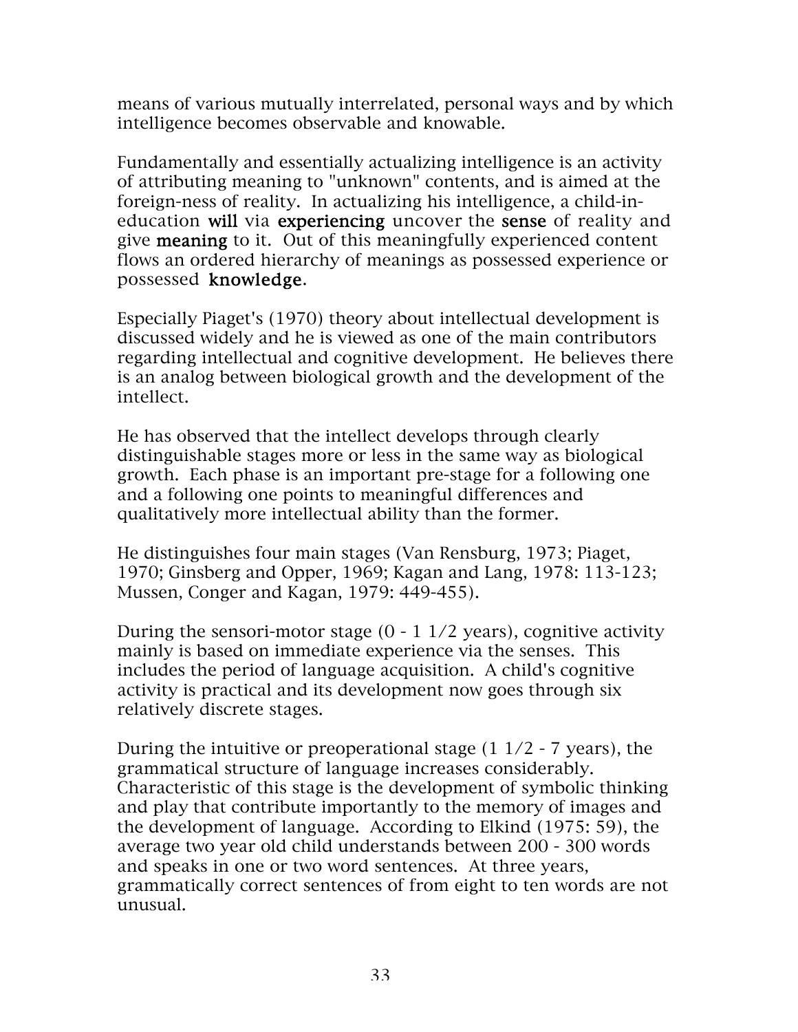means of various mutually interrelated, personal ways and by which intelligence becomes observable and knowable.

Fundamentally and essentially actualizing intelligence is an activity of attributing meaning to "unknown" contents, and is aimed at the foreign-ness of reality. In actualizing his intelligence, a child-in-education **will** via **experiencing** uncover the **sense** of reality and give **meaning** to it. Out of this meaningfully experienced content flows an ordered hierarchy of meanings as possessed experience or possessed **knowledge**.

Especially Piaget's (1970) theory about intellectual development is discussed widely and he is viewed as one of the main contributors regarding intellectual and cognitive development. He believes there is an analog between biological growth and the development of the intellect.

He has observed that the intellect develops through clearly distinguishable stages more or less in the same way as biological growth. Each phase is an important pre-stage for a following one and a following one points to meaningful differences and qualitatively more intellectual ability than the former.

He distinguishes four main stages (Van Rensburg, 1973; Piaget, 1970; Ginsberg and Opper, 1969; Kagan and Lang, 1978: 113-123; Mussen, Conger and Kagan, 1979: 449-455).

During the sensori-motor stage (0 - 1 1/2 years), cognitive activity mainly is based on immediate experience via the senses. This includes the period of language acquisition. A child's cognitive activity is practical and its development now goes through six relatively discrete stages.

During the intuitive or preoperational stage (1 1/2 - 7 years), the grammatical structure of language increases considerably. Characteristic of this stage is the development of symbolic thinking and play that contribute importantly to the memory of images and the development of language. According to Elkind (1975: 59), the average two year old child understands between 200 - 300 words and speaks in one or two word sentences. At three years, grammatically correct sentences of from eight to ten words are not unusual.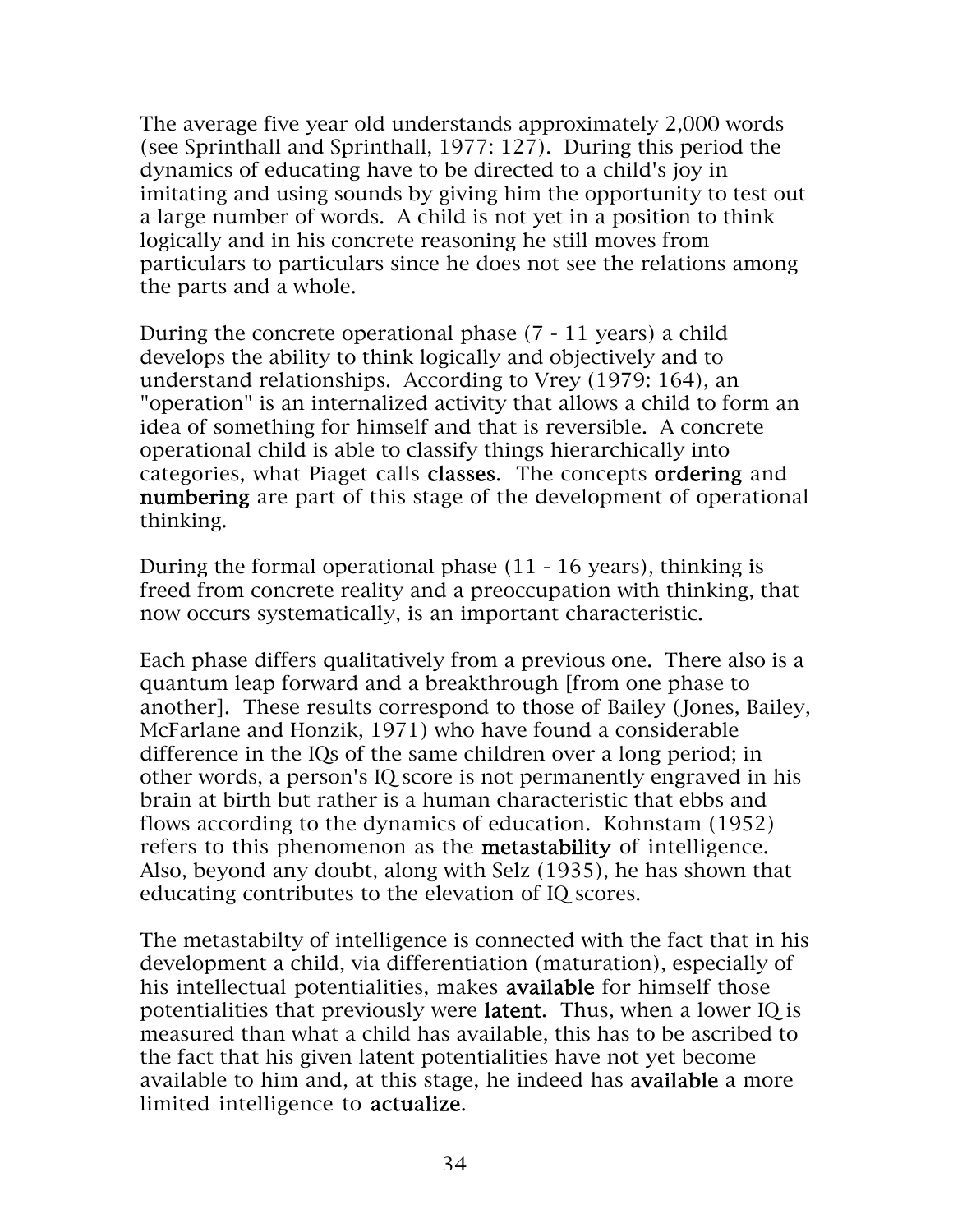The average five year old understands approximately 2,000 words (see Sprinthall and Sprinthall, 1977: 127). During this period the dynamics of educating have to be directed to a child's joy in imitating and using sounds by giving him the opportunity to test out a large number of words. A child is not yet in a position to think logically and in his concrete reasoning he still moves from particulars to particulars since he does not see the relations among the parts and a whole.

During the concrete operational phase (7 - 11 years) a child develops the ability to think logically and objectively and to understand relationships. According to Vrey (1979: 164), an "operation" is an internalized activity that allows a child to form an idea of something for himself and that is reversible. A concrete operational child is able to classify things hierarchically into categories, what Piaget calls **classes**. The concepts **ordering** and **numbering** are part of this stage of the development of operational thinking.

During the formal operational phase (11 - 16 years), thinking is freed from concrete reality and a preoccupation with thinking, that now occurs systematically, is an important characteristic.

Each phase differs qualitatively from a previous one. There also is a quantum leap forward and a breakthrough [from one phase to another]. These results correspond to those of Bailey (Jones, Bailey, McFarlane and Honzik, 1971) who have found a considerable difference in the IQs of the same children over a long period; in other words, a person's IQ score is not permanently engraved in his brain at birth but rather is a human characteristic that ebbs and flows according to the dynamics of education. Kohnstam (1952) refers to this phenomenon as the **metastability** of intelligence. Also, beyond any doubt, along with Selz (1935), he has shown that educating contributes to the elevation of IQ scores.

The metastabilty of intelligence is connected with the fact that in his development a child, via differentiation (maturation), especially of his intellectual potentialities, makes **available** for himself those potentialities that previously were **latent**. Thus, when a lower IQ is measured than what a child has available, this has to be ascribed to the fact that his given latent potentialities have not yet become available to him and, at this stage, he indeed has **available** a more limited intelligence to **actualize**.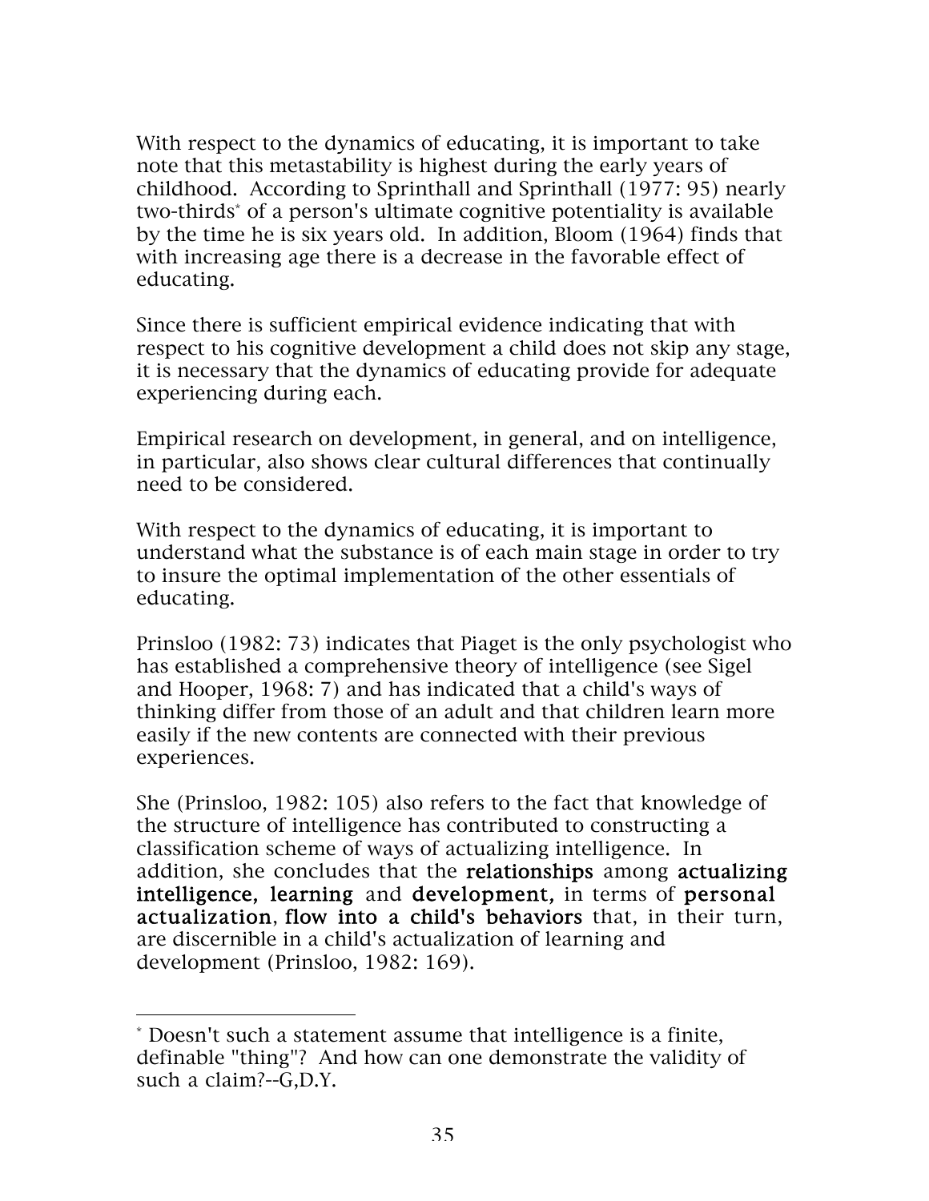With respect to the dynamics of educating, it is important to take note that this metastability is highest during the early years of childhood. According to Sprinthall and Sprinthall (1977: 95) nearly two-thirds* of a person's ultimate cognitive potentiality is available by the time he is six years old. In addition, Bloom (1964) finds that with increasing age there is a decrease in the favorable effect of educating.

Since there is sufficient empirical evidence indicating that with respect to his cognitive development a child does not skip any stage, it is necessary that the dynamics of educating provide for adequate experiencing during each.

Empirical research on development, in general, and on intelligence, in particular, also shows clear cultural differences that continually need to be considered.

With respect to the dynamics of educating, it is important to understand what the substance is of each main stage in order to try to insure the optimal implementation of the other essentials of educating.

Prinsloo (1982: 73) indicates that Piaget is the only psychologist who has established a comprehensive theory of intelligence (see Sigel and Hooper, 1968: 7) and has indicated that a child's ways of thinking differ from those of an adult and that children learn more easily if the new contents are connected with their previous experiences.

She (Prinsloo, 1982: 105) also refers to the fact that knowledge of the structure of intelligence has contributed to constructing a classification scheme of ways of actualizing intelligence. In addition, she concludes that the **relationships** among **actualizing intelligence, learning** and **development,** in terms of **personal actualization**, **flow into a child's behaviors** that, in their turn, are discernible in a child's actualization of learning and development (Prinsloo, 1982: 169).

---

* Doesn't such a statement assume that intelligence is a finite, definable "thing"? And how can one demonstrate the validity of such a claim?--G,D.Y.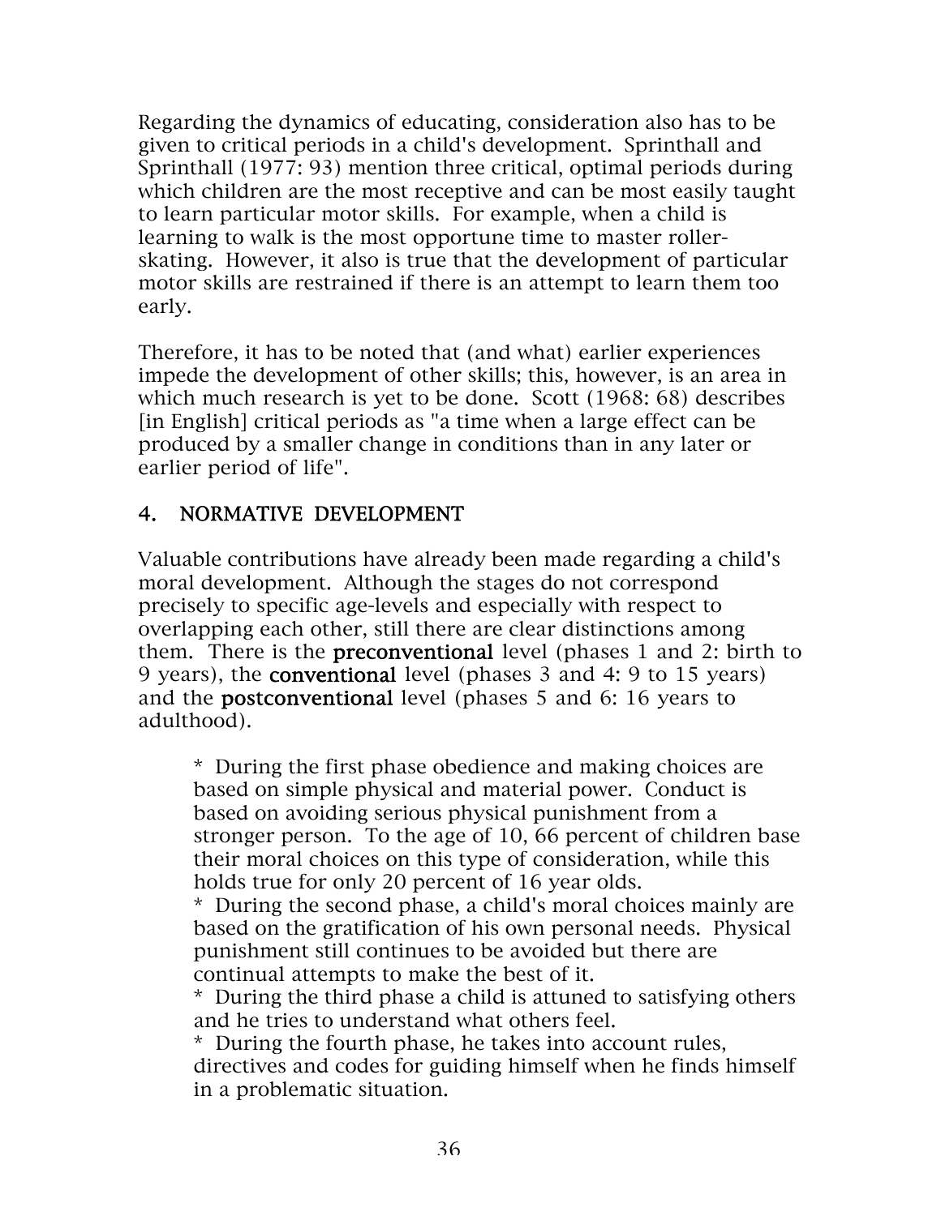Regarding the dynamics of educating, consideration also has to be given to critical periods in a child's development. Sprinthall and Sprinthall (1977: 93) mention three critical, optimal periods during which children are the most receptive and can be most easily taught to learn particular motor skills. For example, when a child is learning to walk is the most opportune time to master roller-skating. However, it also is true that the development of particular motor skills are restrained if there is an attempt to learn them too early.

Therefore, it has to be noted that (and what) earlier experiences impede the development of other skills; this, however, is an area in which much research is yet to be done. Scott (1968: 68) describes [in English] critical periods as "a time when a large effect can be produced by a smaller change in conditions than in any later or earlier period of life".

## 4. NORMATIVE DEVELOPMENT

Valuable contributions have already been made regarding a child's moral development. Although the stages do not correspond precisely to specific age-levels and especially with respect to overlapping each other, still there are clear distinctions among them. There is the **preconventional** level (phases 1 and 2: birth to 9 years), the **conventional** level (phases 3 and 4: 9 to 15 years) and the **postconventional** level (phases 5 and 6: 16 years to adulthood).

> \* During the first phase obedience and making choices are based on simple physical and material power. Conduct is based on avoiding serious physical punishment from a stronger person. To the age of 10, 66 percent of children base their moral choices on this type of consideration, while this holds true for only 20 percent of 16 year olds.
> \* During the second phase, a child's moral choices mainly are based on the gratification of his own personal needs. Physical punishment still continues to be avoided but there are continual attempts to make the best of it.
> \* During the third phase a child is attuned to satisfying others and he tries to understand what others feel.
> \* During the fourth phase, he takes into account rules, directives and codes for guiding himself when he finds himself in a problematic situation.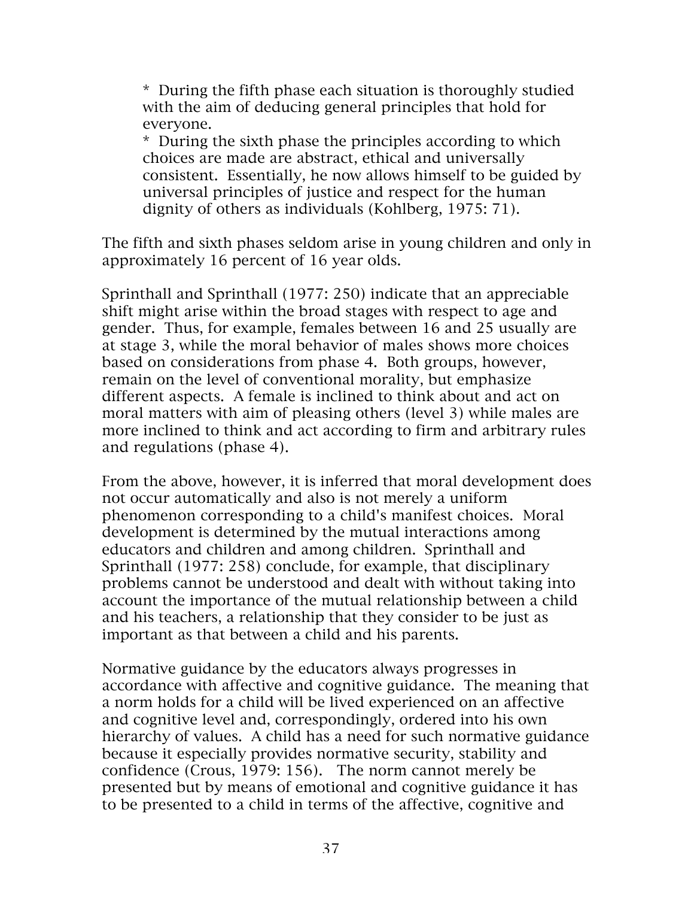* During the fifth phase each situation is thoroughly studied with the aim of deducing general principles that hold for everyone.
* During the sixth phase the principles according to which choices are made are abstract, ethical and universally consistent. Essentially, he now allows himself to be guided by universal principles of justice and respect for the human dignity of others as individuals (Kohlberg, 1975: 71).

The fifth and sixth phases seldom arise in young children and only in approximately 16 percent of 16 year olds.

Sprinthall and Sprinthall (1977: 250) indicate that an appreciable shift might arise within the broad stages with respect to age and gender. Thus, for example, females between 16 and 25 usually are at stage 3, while the moral behavior of males shows more choices based on considerations from phase 4. Both groups, however, remain on the level of conventional morality, but emphasize different aspects. A female is inclined to think about and act on moral matters with aim of pleasing others (level 3) while males are more inclined to think and act according to firm and arbitrary rules and regulations (phase 4).

From the above, however, it is inferred that moral development does not occur automatically and also is not merely a uniform phenomenon corresponding to a child's manifest choices. Moral development is determined by the mutual interactions among educators and children and among children. Sprinthall and Sprinthall (1977: 258) conclude, for example, that disciplinary problems cannot be understood and dealt with without taking into account the importance of the mutual relationship between a child and his teachers, a relationship that they consider to be just as important as that between a child and his parents.

Normative guidance by the educators always progresses in accordance with affective and cognitive guidance. The meaning that a norm holds for a child will be lived experienced on an affective and cognitive level and, correspondingly, ordered into his own hierarchy of values. A child has a need for such normative guidance because it especially provides normative security, stability and confidence (Crous, 1979: 156). The norm cannot merely be presented but by means of emotional and cognitive guidance it has to be presented to a child in terms of the affective, cognitive and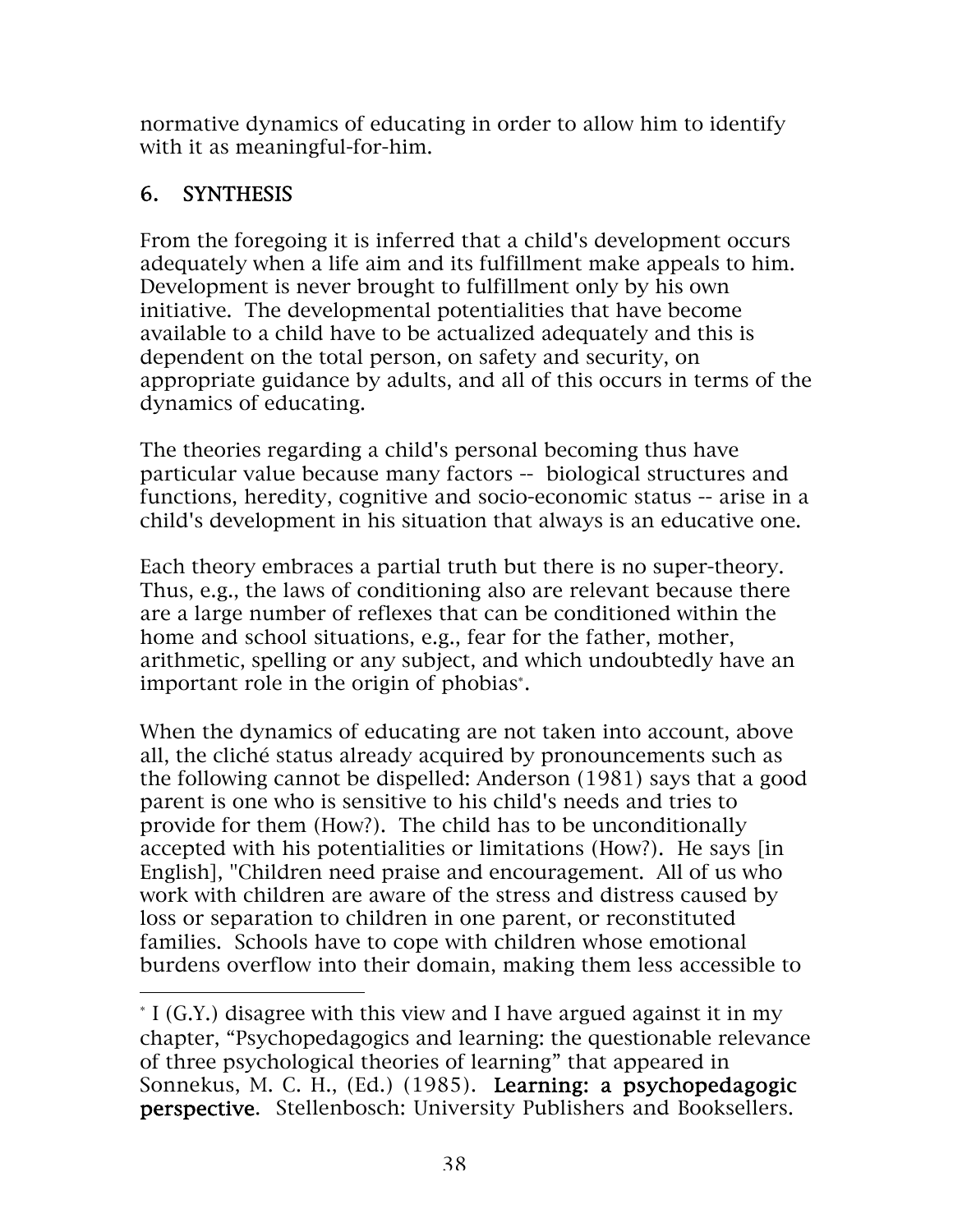normative dynamics of educating in order to allow him to identify with it as meaningful-for-him.

## 6. SYNTHESIS

From the foregoing it is inferred that a child's development occurs adequately when a life aim and its fulfillment make appeals to him. Development is never brought to fulfillment only by his own initiative. The developmental potentialities that have become available to a child have to be actualized adequately and this is dependent on the total person, on safety and security, on appropriate guidance by adults, and all of this occurs in terms of the dynamics of educating.

The theories regarding a child's personal becoming thus have particular value because many factors -- biological structures and functions, heredity, cognitive and socio-economic status -- arise in a child's development in his situation that always is an educative one.

Each theory embraces a partial truth but there is no super-theory. Thus, e.g., the laws of conditioning also are relevant because there are a large number of reflexes that can be conditioned within the home and school situations, e.g., fear for the father, mother, arithmetic, spelling or any subject, and which undoubtedly have an important role in the origin of phobias*.

When the dynamics of educating are not taken into account, above all, the cliché status already acquired by pronouncements such as the following cannot be dispelled: Anderson (1981) says that a good parent is one who is sensitive to his child's needs and tries to provide for them (How?). The child has to be unconditionally accepted with his potentialities or limitations (How?). He says [in English], "Children need praise and encouragement. All of us who work with children are aware of the stress and distress caused by loss or separation to children in one parent, or reconstituted families. Schools have to cope with children whose emotional burdens overflow into their domain, making them less accessible to

---

* I (G.Y.) disagree with this view and I have argued against it in my chapter, "Psychopedagogics and learning: the questionable relevance of three psychological theories of learning" that appeared in Sonnekus, M. C. H., (Ed.) (1985). **Learning: a psychopedagogic perspective**. Stellenbosch: University Publishers and Booksellers.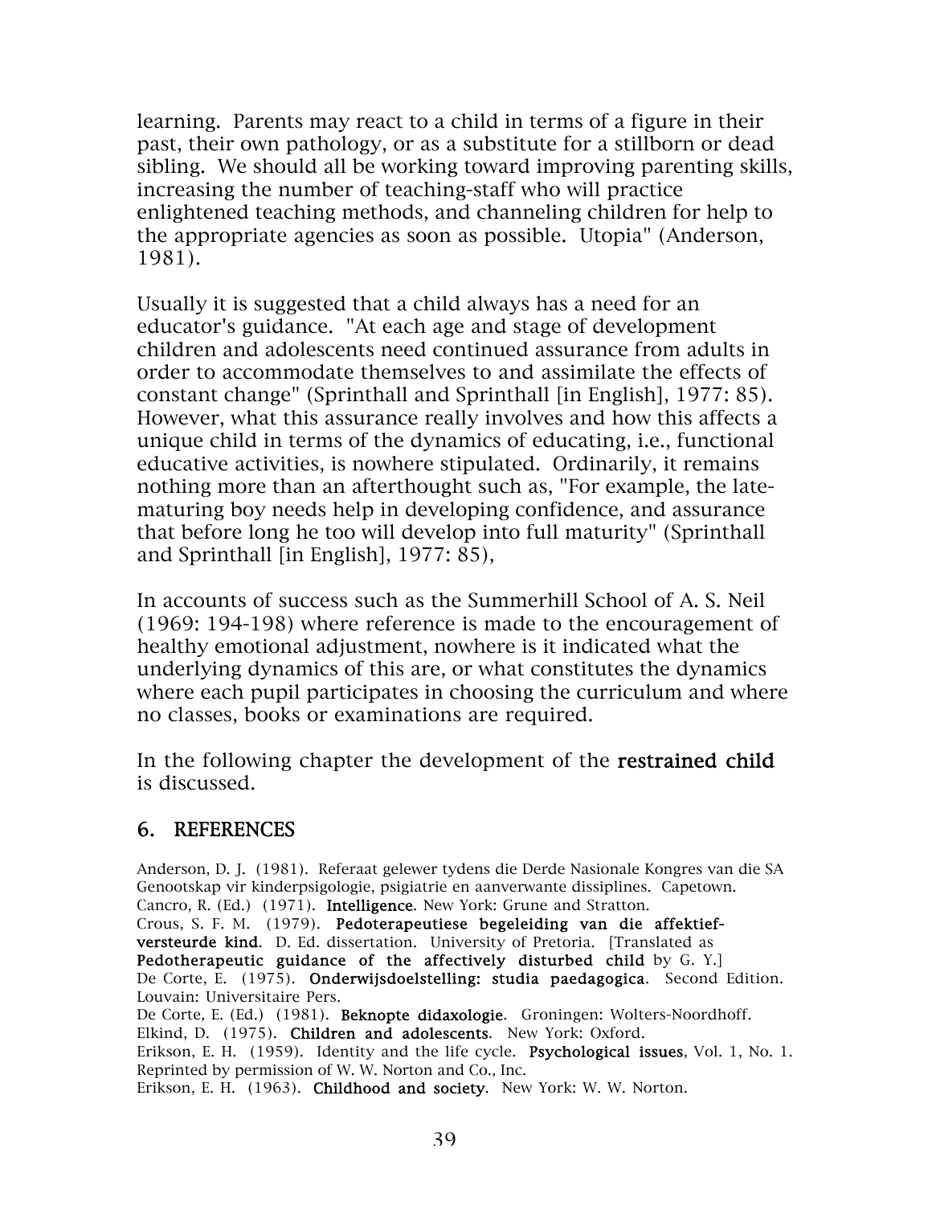learning. Parents may react to a child in terms of a figure in their past, their own pathology, or as a substitute for a stillborn or dead sibling. We should all be working toward improving parenting skills, increasing the number of teaching-staff who will practice enlightened teaching methods, and channeling children for help to the appropriate agencies as soon as possible. Utopia" (Anderson, 1981).

Usually it is suggested that a child always has a need for an educator's guidance. "At each age and stage of development children and adolescents need continued assurance from adults in order to accommodate themselves to and assimilate the effects of constant change" (Sprinthall and Sprinthall [in English], 1977: 85). However, what this assurance really involves and how this affects a unique child in terms of the dynamics of educating, i.e., functional educative activities, is nowhere stipulated. Ordinarily, it remains nothing more than an afterthought such as, "For example, the late-maturing boy needs help in developing confidence, and assurance that before long he too will develop into full maturity" (Sprinthall and Sprinthall [in English], 1977: 85),

In accounts of success such as the Summerhill School of A. S. Neil (1969: 194-198) where reference is made to the encouragement of healthy emotional adjustment, nowhere is it indicated what the underlying dynamics of this are, or what constitutes the dynamics where each pupil participates in choosing the curriculum and where no classes, books or examinations are required.

In the following chapter the development of the **restrained child** is discussed.

## 6. REFERENCES

Anderson, D. J. (1981). Referaat gelewer tydens die Derde Nasionale Kongres van die SA Genootskap vir kinderpsigologie, psigiatrie en aanverwante dissiplines. Capetown.

Cancro, R. (Ed.) (1971). **Intelligence**. New York: Grune and Stratton.

Crous, S. F. M. (1979). **Pedoterapeutiese begeleiding van die affektief-versteurde kind**. D. Ed. dissertation. University of Pretoria. [Translated as **Pedotherapeutic guidance of the affectively disturbed child** by G. Y.]

De Corte, E. (1975). **Onderwijsdoelstelling: studia paedagogica**. Second Edition. Louvain: Universitaire Pers.

De Corte, E. (Ed.) (1981). **Beknopte didaxologie**. Groningen: Wolters-Noordhoff.

Elkind, D. (1975). **Children and adolescents**. New York: Oxford.

Erikson, E. H. (1959). Identity and the life cycle. **Psychological issues**, Vol. 1, No. 1. Reprinted by permission of W. W. Norton and Co., Inc.

Erikson, E. H. (1963). **Childhood and society**. New York: W. W. Norton.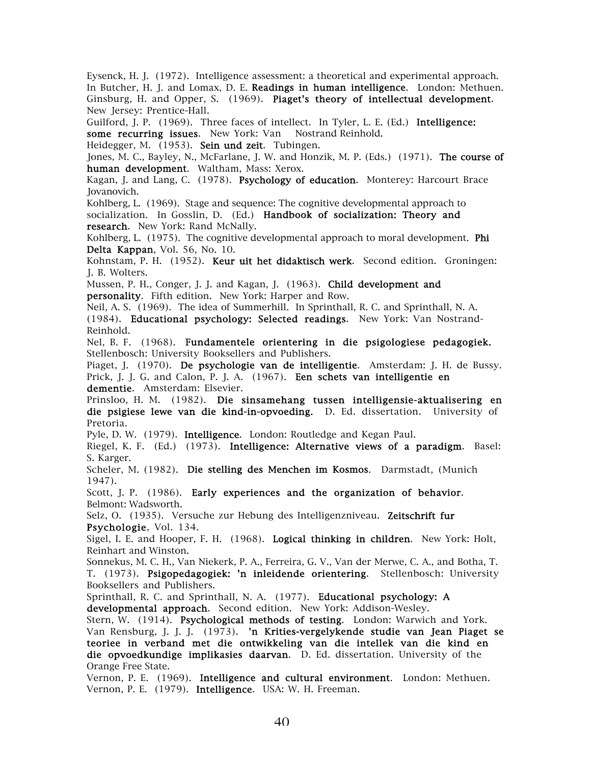Eysenck, H. J. (1972). Intelligence assessment: a theoretical and experimental approach. In Butcher, H. J. and Lomax, D. E. **Readings in human intelligence**. London: Methuen.

Ginsburg, H. and Opper, S. (1969). **Piaget's theory of intellectual development**. New Jersey: Prentice-Hall.

Guilford, J. P. (1969). Three faces of intellect. In Tyler, L. E. (Ed.) **Intelligence: some recurring issues**. New York: Van Nostrand Reinhold.

Heidegger, M. (1953). **Sein und zeit**. Tubingen.

Jones, M. C., Bayley, N., McFarlane, J. W. and Honzik, M. P. (Eds.) (1971). **The course of human development**. Waltham, Mass: Xerox.

Kagan, J. and Lang, C. (1978). **Psychology of education**. Monterey: Harcourt Brace Jovanovich.

Kohlberg, L. (1969). Stage and sequence: The cognitive developmental approach to socialization. In Gosslin, D. (Ed.) **Handbook of socialization: Theory and research**. New York: Rand McNally.

Kohlberg, L. (1975). The cognitive developmental approach to moral development. **Phi Delta Kappan**, Vol. 56, No. 10.

Kohnstam, P. H. (1952). **Keur uit het didaktisch werk**. Second edition. Groningen: J. B. Wolters.

Mussen, P. H., Conger, J. J. and Kagan, J. (1963). **Child development and personality**. Fifth edition. New York: Harper and Row.

Neil, A. S. (1969). The idea of Summerhill. In Sprinthall, R. C. and Sprinthall, N. A. (1984). **Educational psychology: Selected readings**. New York: Van Nostrand-Reinhold.

Nel, B. F. (1968). **Fundamentele orientering in die psigologiese pedagogiek.** Stellenbosch: University Booksellers and Publishers.

Piaget, J. (1970). **De psychologie van de intelligentie**. Amsterdam: J. H. de Bussy.

Prick, J. J. G. and Calon, P. J. A. (1967). **Een schets van intelligentie en dementie**. Amsterdam: Elsevier.

Prinsloo, H. M. (1982). **Die sinsamehang tussen intelligensie-aktualisering en die psigiese lewe van die kind-in-opvoeding.** D. Ed. dissertation. University of Pretoria.

Pyle, D. W. (1979). **Intelligence**. London: Routledge and Kegan Paul.

Riegel, K. F. (Ed.) (1973). **Intelligence: Alternative views of a paradigm**. Basel: S. Karger.

Scheler, M. (1982). **Die stelling des Menchen im Kosmos**. Darmstadt, (Munich 1947).

Scott, J. P. (1986). **Early experiences and the organization of behavior**. Belmont: Wadsworth.

Selz, O. (1935). Versuche zur Hebung des Intelligenzniveau. **Zeitschrift fur Psychologie**, Vol. 134.

Sigel, I. E. and Hooper, F. H. (1968). **Logical thinking in children**. New York: Holt, Reinhart and Winston.

Sonnekus, M. C. H., Van Niekerk, P. A., Ferreira, G. V., Van der Merwe, C. A., and Botha, T. T. (1973). **Psigopedagogiek: 'n inleidende orientering**. Stellenbosch: University Booksellers and Publishers.

Sprinthall, R. C. and Sprinthall, N. A. (1977). **Educational psychology: A developmental approach**. Second edition. New York: Addison-Wesley.

Stern, W. (1914). **Psychological methods of testing**. London: Warwich and York.

Van Rensburg, J. J. J. (1973). **'n Krities-vergelykende studie van Jean Piaget se teoriee in verband met die ontwikkeling van die intellek van die kind en die opvoedkundige implikasies daarvan**. D. Ed. dissertation. University of the Orange Free State.

Vernon, P. E. (1969). **Intelligence and cultural environment**. London: Methuen.

Vernon, P. E. (1979). **Intelligence**. USA: W. H. Freeman.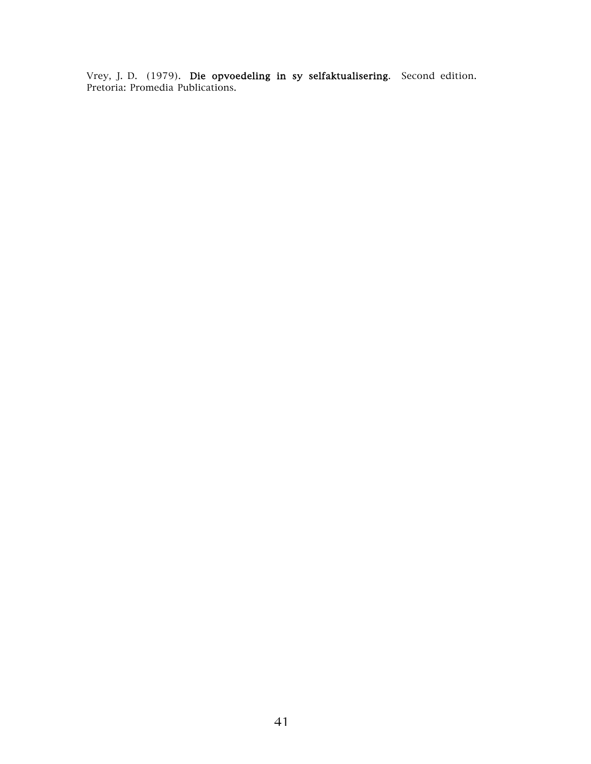Vrey, J. D. (1979). **Die opvoedeling in sy selfaktualisering**. Second edition. Pretoria: Promedia Publications.